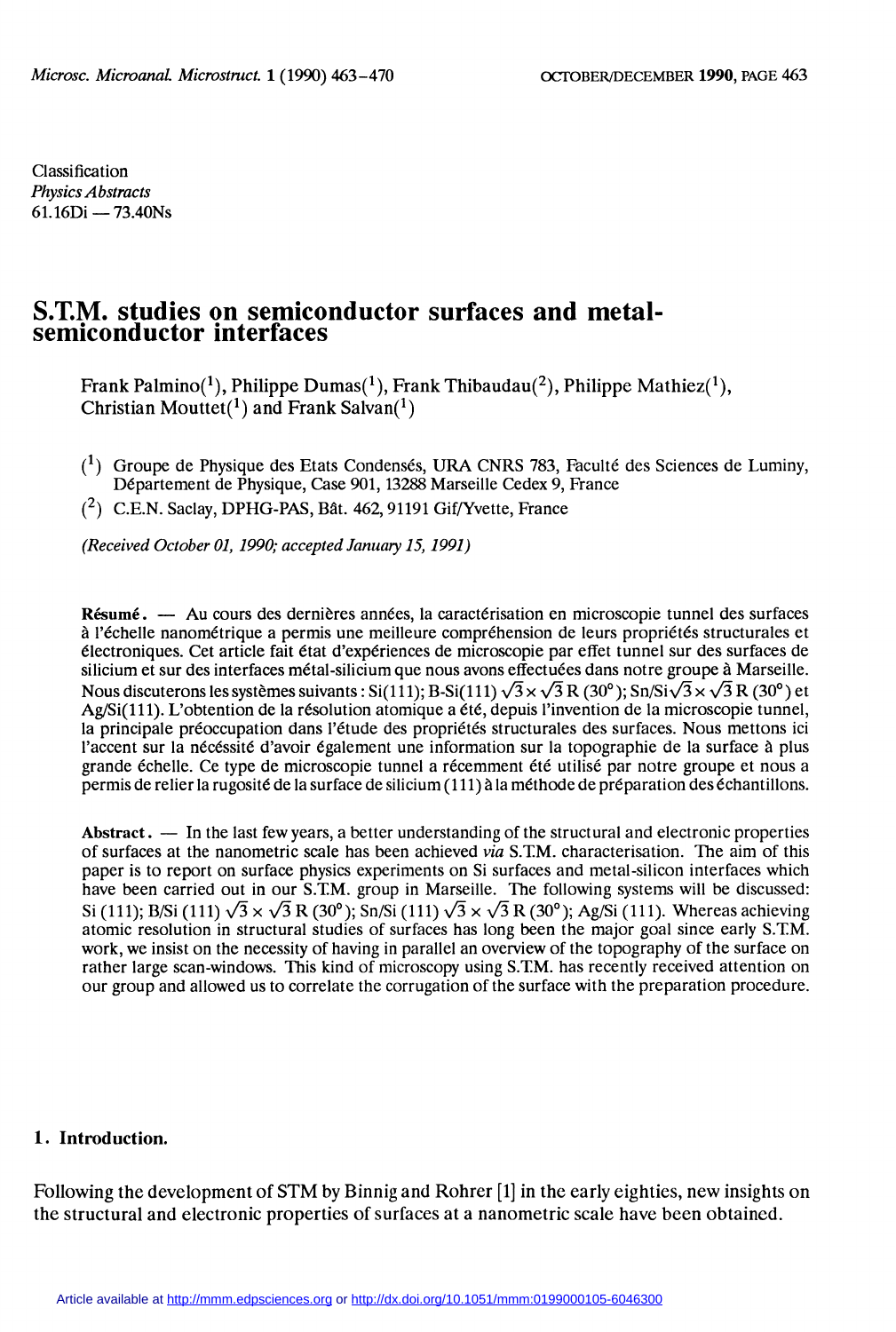Classification
*Physics Abstracts*
61.16Di — 73.40Ns

# S.T.M. studies on semiconductor surfaces and metal-semiconductor interfaces

Frank Palmino(1), Philippe Dumas(1), Frank Thibaudau(2), Philippe Mathiez(1), Christian Mouttet(1) and Frank Salvan(1)

(1) Groupe de Physique des Etats Condensés, URA CNRS 783, Faculté des Sciences de Luminy, Département de Physique, Case 901, 13288 Marseille Cedex 9, France

(2) C.E.N. Saclay, DPHG-PAS, Bât. 462, 91191 Gif/Yvette, France

*(Received October 01, 1990; accepted January 15, 1991)*

**Résumé.** — Au cours des dernières années, la caractérisation en microscopie tunnel des surfaces à l'échelle nanométrique a permis une meilleure compréhension de leurs propriétés structurales et électroniques. Cet article fait état d'expériences de microscopie par effet tunnel sur des surfaces de silicium et sur des interfaces métal-silicium que nous avons effectuées dans notre groupe à Marseille. Nous discuterons les systèmes suivants : Si(111); B-Si(111) $\sqrt{3}\times\sqrt{3}$ R (30°); Sn/Si$\sqrt{3}\times\sqrt{3}$ R (30°) et Ag/Si(111). L'obtention de la résolution atomique a été, depuis l'invention de la microscopie tunnel, la principale préoccupation dans l'étude des propriétés structurales des surfaces. Nous mettons ici l'accent sur la nécéssité d'avoir également une information sur la topographie de la surface à plus grande échelle. Ce type de microscopie tunnel a récemment été utilisé par notre groupe et nous a permis de relier la rugosité de la surface de silicium (111) à la méthode de préparation des échantillons.

**Abstract.** — In the last few years, a better understanding of the structural and electronic properties of surfaces at the nanometric scale has been achieved *via* S.T.M. characterisation. The aim of this paper is to report on surface physics experiments on Si surfaces and metal-silicon interfaces which have been carried out in our S.T.M. group in Marseille. The following systems will be discussed: Si (111); B/Si (111) $\sqrt{3}\times\sqrt{3}$ R (30°); Sn/Si (111) $\sqrt{3}\times\sqrt{3}$ R (30°); Ag/Si (111). Whereas achieving atomic resolution in structural studies of surfaces has long been the major goal since early S.T.M. work, we insist on the necessity of having in parallel an overview of the topography of the surface on rather large scan-windows. This kind of microscopy using S.T.M. has recently received attention on our group and allowed us to correlate the corrugation of the surface with the preparation procedure.

## 1. Introduction.

Following the development of STM by Binnig and Rohrer [1] in the early eighties, new insights on the structural and electronic properties of surfaces at a nanometric scale have been obtained.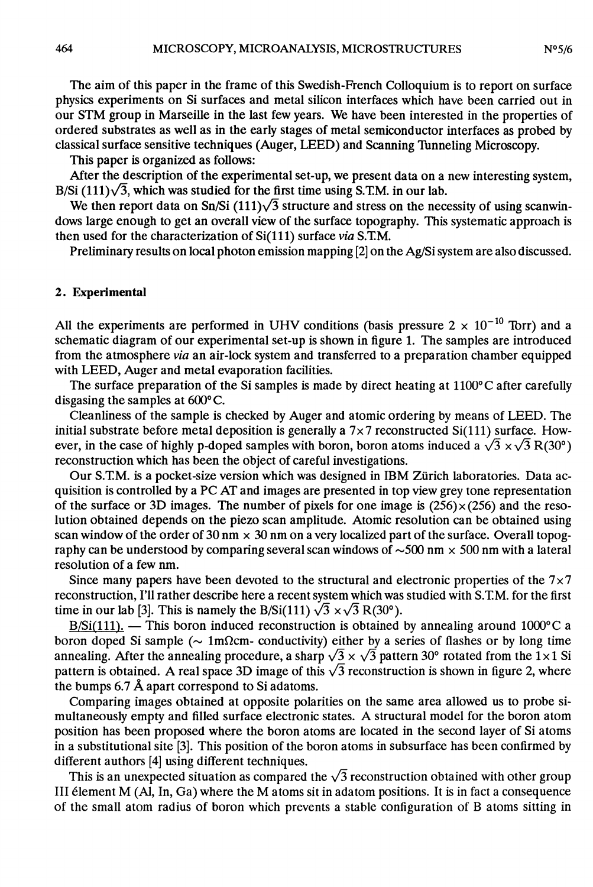The aim of this paper in the frame of this Swedish-French Colloquium is to report on surface physics experiments on Si surfaces and metal silicon interfaces which have been carried out in our STM group in Marseille in the last few years. We have been interested in the properties of ordered substrates as well as in the early stages of metal semiconductor interfaces as probed by classical surface sensitive techniques (Auger, LEED) and Scanning Tunneling Microscopy.

This paper is organized as follows:

After the description of the experimental set-up, we present data on a new interesting system, B/Si (111)$\sqrt{3}$, which was studied for the first time using S.T.M. in our lab.

We then report data on Sn/Si (111)$\sqrt{3}$ structure and stress on the necessity of using scanwindows large enough to get an overall view of the surface topography. This systematic approach is then used for the characterization of Si(111) surface *via* S.T.M.

Preliminary results on local photon emission mapping [2] on the Ag/Si system are also discussed.

## 2. Experimental

All the experiments are performed in UHV conditions (basis pressure $2 \times 10^{-10}$ Torr) and a schematic diagram of our experimental set-up is shown in figure 1. The samples are introduced from the atmosphere *via* an air-lock system and transferred to a preparation chamber equipped with LEED, Auger and metal evaporation facilities.

The surface preparation of the Si samples is made by direct heating at 1100°C after carefully disgasing the samples at 600°C.

Cleanliness of the sample is checked by Auger and atomic ordering by means of LEED. The initial substrate before metal deposition is generally a 7×7 reconstructed Si(111) surface. However, in the case of highly p-doped samples with boron, boron atoms induced a $\sqrt{3} \times \sqrt{3}$ R(30°) reconstruction which has been the object of careful investigations.

Our S.T.M. is a pocket-size version which was designed in IBM Zürich laboratories. Data acquisition is controlled by a PC AT and images are presented in top view grey tone representation of the surface or 3D images. The number of pixels for one image is (256)×(256) and the resolution obtained depends on the piezo scan amplitude. Atomic resolution can be obtained using scan window of the order of 30 nm × 30 nm on a very localized part of the surface. Overall topography can be understood by comparing several scan windows of ~500 nm × 500 nm with a lateral resolution of a few nm.

Since many papers have been devoted to the structural and electronic properties of the 7×7 reconstruction, I'll rather describe here a recent system which was studied with S.T.M. for the first time in our lab [3]. This is namely the B/Si(111) $\sqrt{3} \times \sqrt{3}$ R(30°).

B/Si(111). — This boron induced reconstruction is obtained by annealing around 1000°C a boron doped Si sample (~ 1mΩcm- conductivity) either by a series of flashes or by long time annealing. After the annealing procedure, a sharp $\sqrt{3} \times \sqrt{3}$ pattern 30° rotated from the 1×1 Si pattern is obtained. A real space 3D image of this $\sqrt{3}$ reconstruction is shown in figure 2, where the bumps 6.7 Å apart correspond to Si adatoms.

Comparing images obtained at opposite polarities on the same area allowed us to probe simultaneously empty and filled surface electronic states. A structural model for the boron atom position has been proposed where the boron atoms are located in the second layer of Si atoms in a substitutional site [3]. This position of the boron atoms in subsurface has been confirmed by different authors [4] using different techniques.

This is an unexpected situation as compared the $\sqrt{3}$ reconstruction obtained with other group III élement M (Al, In, Ga) where the M atoms sit in adatom positions. It is in fact a consequence of the small atom radius of boron which prevents a stable configuration of B atoms sitting in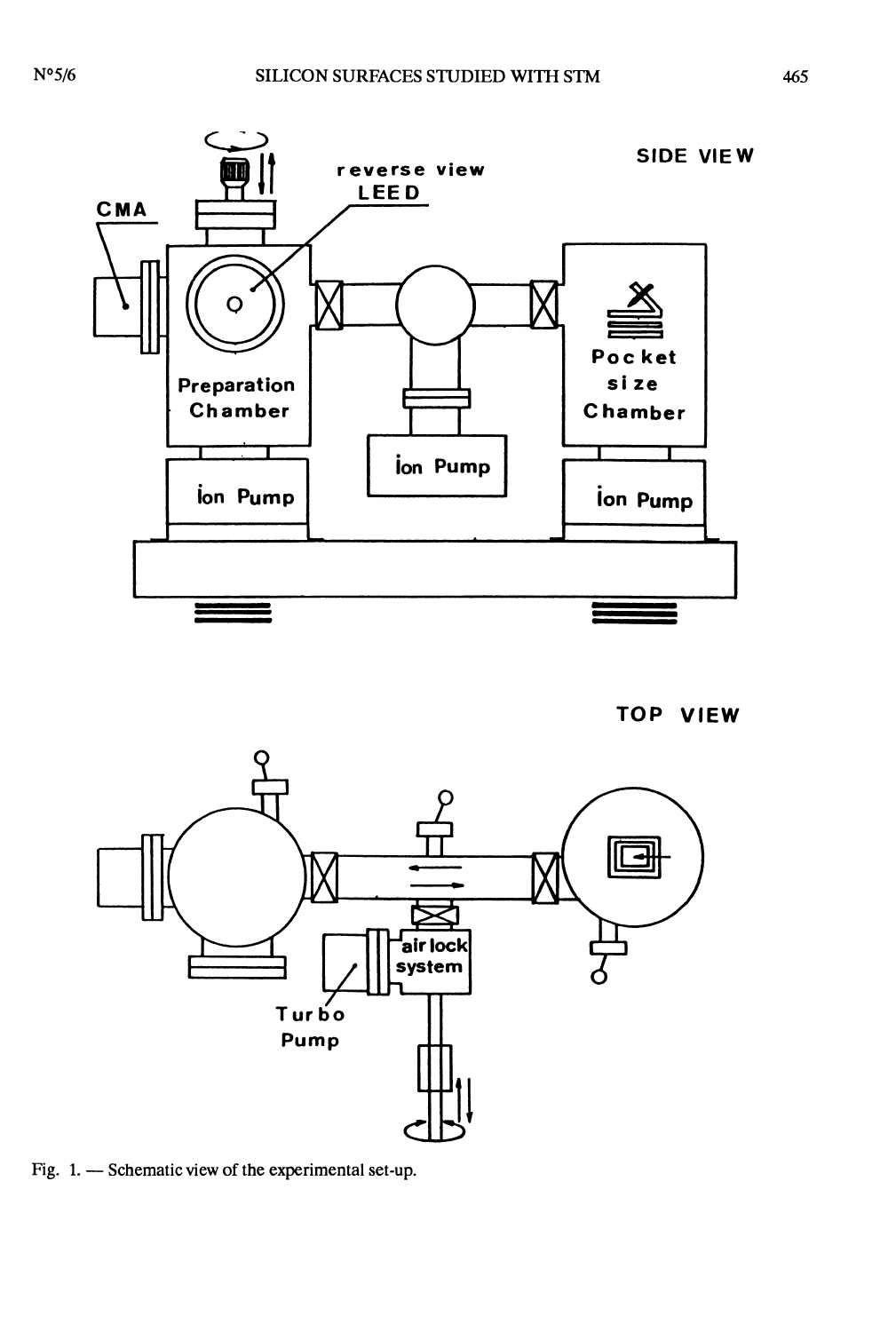Fig. 1. — Schematic view of the experimental set-up.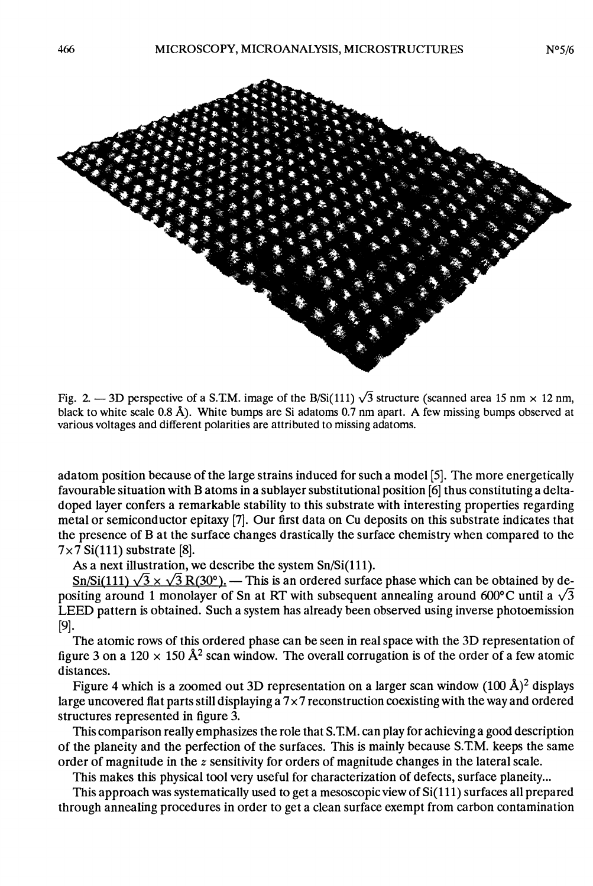Fig. 2. — 3D perspective of a S.T.M. image of the B/Si(111) $\sqrt{3}$ structure (scanned area 15 nm × 12 nm, black to white scale 0.8 Å). White bumps are Si adatoms 0.7 nm apart. A few missing bumps observed at various voltages and different polarities are attributed to missing adatoms.

adatom position because of the large strains induced for such a model [5]. The more energetically favourable situation with B atoms in a sublayer substitutional position [6] thus constituting a delta-doped layer confers a remarkable stability to this substrate with interesting properties regarding metal or semiconductor epitaxy [7]. Our first data on Cu deposits on this substrate indicates that the presence of B at the surface changes drastically the surface chemistry when compared to the 7×7 Si(111) substrate [8].

As a next illustration, we describe the system Sn/Si(111).

Sn/Si(111) $\sqrt{3} \times \sqrt{3}$ R(30°). — This is an ordered surface phase which can be obtained by depositing around 1 monolayer of Sn at RT with subsequent annealing around 600°C until a $\sqrt{3}$ LEED pattern is obtained. Such a system has already been observed using inverse photoemission [9].

The atomic rows of this ordered phase can be seen in real space with the 3D representation of figure 3 on a 120 × 150 Å$^2$ scan window. The overall corrugation is of the order of a few atomic distances.

Figure 4 which is a zoomed out 3D representation on a larger scan window (100 Å)$^2$ displays large uncovered flat parts still displaying a 7×7 reconstruction coexisting with the way and ordered structures represented in figure 3.

This comparison really emphasizes the role that S.T.M. can play for achieving a good description of the planeity and the perfection of the surfaces. This is mainly because S.T.M. keeps the same order of magnitude in the $z$ sensitivity for orders of magnitude changes in the lateral scale.

This makes this physical tool very useful for characterization of defects, surface planeity...

This approach was systematically used to get a mesoscopic view of Si(111) surfaces all prepared through annealing procedures in order to get a clean surface exempt from carbon contamination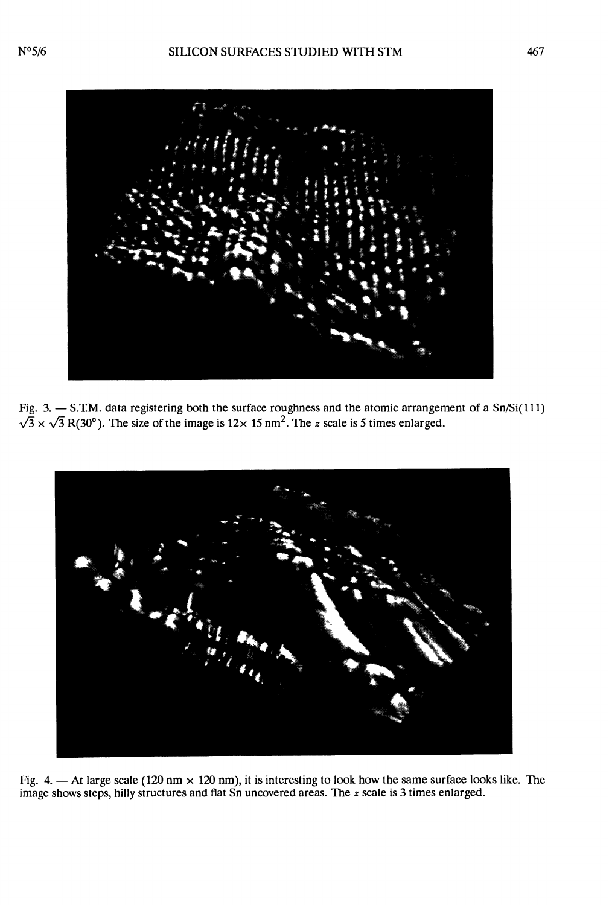Fig. 3. — S.T.M. data registering both the surface roughness and the atomic arrangement of a Sn/Si(111) $\sqrt{3} \times \sqrt{3}$ R(30°). The size of the image is 12× 15 nm$^2$. The $z$ scale is 5 times enlarged.

Fig. 4. — At large scale (120 nm × 120 nm), it is interesting to look how the same surface looks like. The image shows steps, hilly structures and flat Sn uncovered areas. The $z$ scale is 3 times enlarged.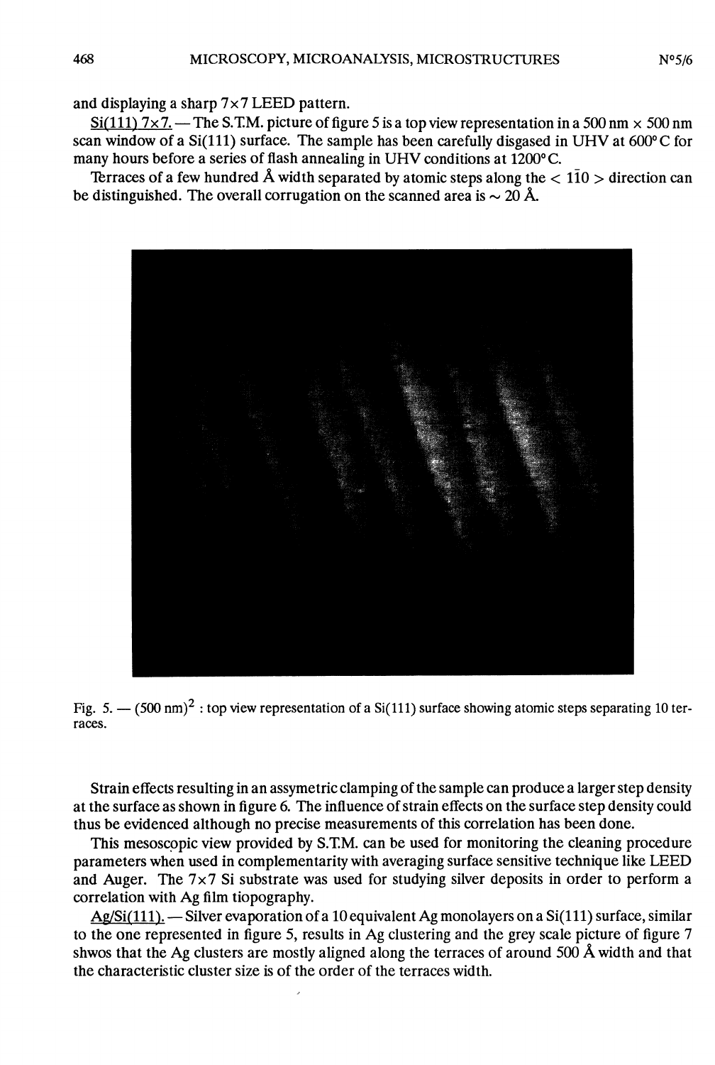and displaying a sharp 7×7 LEED pattern.

Si(111) 7×7. — The S.T.M. picture of figure 5 is a top view representation in a 500 nm × 500 nm scan window of a Si(111) surface. The sample has been carefully disgased in UHV at 600° C for many hours before a series of flash annealing in UHV conditions at 1200° C.

Terraces of a few hundred Å width separated by atomic steps along the $< 1\bar{1}0 >$ direction can be distinguished. The overall corrugation on the scanned area is ~ 20 Å.

Fig. 5. — $(500\ \text{nm})^2$ : top view representation of a Si(111) surface showing atomic steps separating 10 terraces.

Strain effects resulting in an assymetric clamping of the sample can produce a larger step density at the surface as shown in figure 6. The influence of strain effects on the surface step density could thus be evidenced although no precise measurements of this correlation has been done.

This mesoscopic view provided by S.T.M. can be used for monitoring the cleaning procedure parameters when used in complementarity with averaging surface sensitive technique like LEED and Auger. The 7×7 Si substrate was used for studying silver deposits in order to perform a correlation with Ag film tiopography.

Ag/Si(111). — Silver evaporation of a 10 equivalent Ag monolayers on a Si(111) surface, similar to the one represented in figure 5, results in Ag clustering and the grey scale picture of figure 7 shwos that the Ag clusters are mostly aligned along the terraces of around 500 Å width and that the characteristic cluster size is of the order of the terraces width.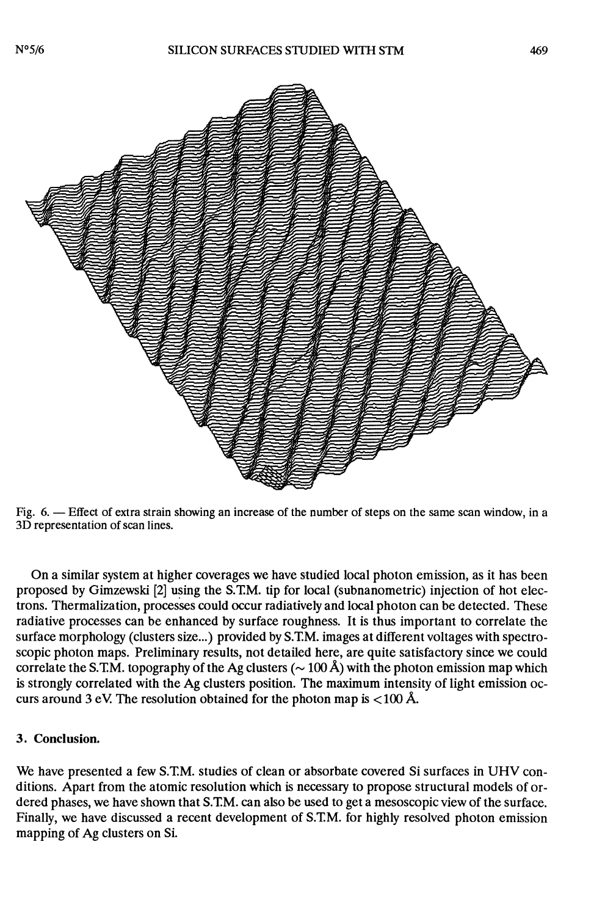Fig. 6. — Effect of extra strain showing an increase of the number of steps on the same scan window, in a 3D representation of scan lines.

On a similar system at higher coverages we have studied local photon emission, as it has been proposed by Gimzewski [2] using the S.T.M. tip for local (subnanometric) injection of hot electrons. Thermalization, processes could occur radiatively and local photon can be detected. These radiative processes can be enhanced by surface roughness. It is thus important to correlate the surface morphology (clusters size...) provided by S.T.M. images at different voltages with spectroscopic photon maps. Preliminary results, not detailed here, are quite satisfactory since we could correlate the S.T.M. topography of the Ag clusters ($\sim$ 100 Å) with the photon emission map which is strongly correlated with the Ag clusters position. The maximum intensity of light emission occurs around 3 eV. The resolution obtained for the photon map is $<$100 Å.

## 3. Conclusion.

We have presented a few S.T.M. studies of clean or absorbate covered Si surfaces in UHV conditions. Apart from the atomic resolution which is necessary to propose structural models of ordered phases, we have shown that S.T.M. can also be used to get a mesoscopic view of the surface. Finally, we have discussed a recent development of S.T.M. for highly resolved photon emission mapping of Ag clusters on Si.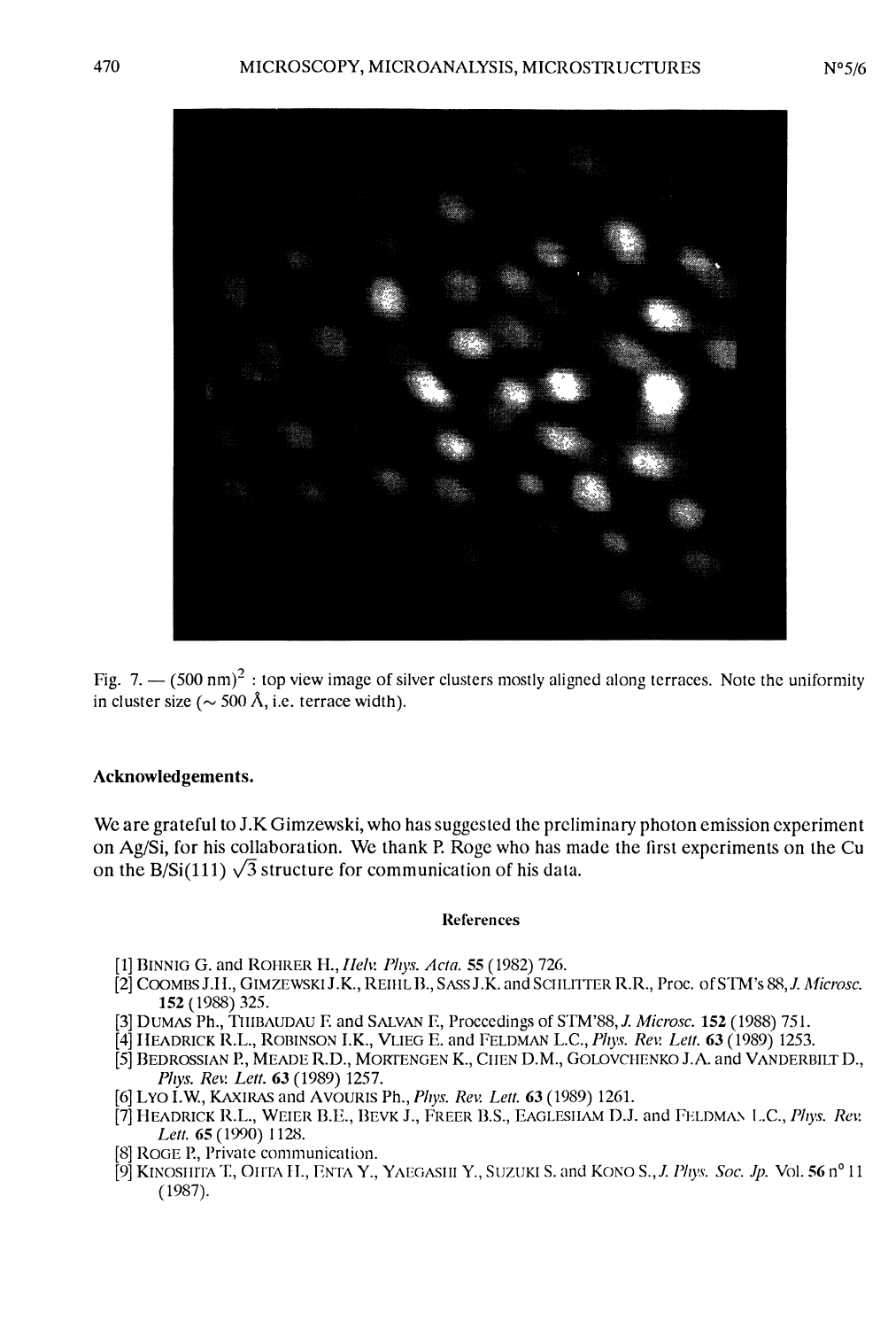Fig. 7. — $(500\ \text{nm})^2$ : top view image of silver clusters mostly aligned along terraces. Note the uniformity in cluster size ($\sim 500$ Å, i.e. terrace width).

## Acknowledgements.

We are grateful to J.K Gimzewski, who has suggested the preliminary photon emission experiment on Ag/Si, for his collaboration. We thank P. Roge who has made the first experiments on the Cu on the B/Si(111) $\sqrt{3}$ structure for communication of his data.

### References

[1] BINNIG G. and ROHRER H., *Helv. Phys. Acta.* **55** (1982) 726.

[2] COOMBS J.H., GIMZEWSKI J.K., REIHL B., SASS J.K. and SCHLITTER R.R., Proc. of STM's 88, *J. Microsc.* **152** (1988) 325.

[3] DUMAS Ph., THIBAUDAU F. and SALVAN F., Proceedings of STM'88, *J. Microsc.* **152** (1988) 751.

[4] HEADRICK R.L., ROBINSON I.K., VLIEG E. and FELDMAN L.C., *Phys. Rev. Lett.* **63** (1989) 1253.

[5] BEDROSSIAN P., MEADE R.D., MORTENGEN K., CHEN D.M., GOLOVCHENKO J.A. and VANDERBILT D., *Phys. Rev. Lett.* **63** (1989) 1257.

[6] LYO I.W., KAXIRAS and AVOURIS Ph., *Phys. Rev. Lett.* **63** (1989) 1261.

[7] HEADRICK R.L., WEIER B.E., BEVK J., FREER B.S., EAGLESHAM D.J. and FELDMAN L.C., *Phys. Rev. Lett.* **65** (1990) 1128.

[8] ROGE P., Private communication.

[9] KINOSHITA T., OHTA H., ENTA Y., YAEGASHI Y., SUZUKI S. and KONO S., *J. Phys. Soc. Jp.* Vol. **56** n° 11 (1987).